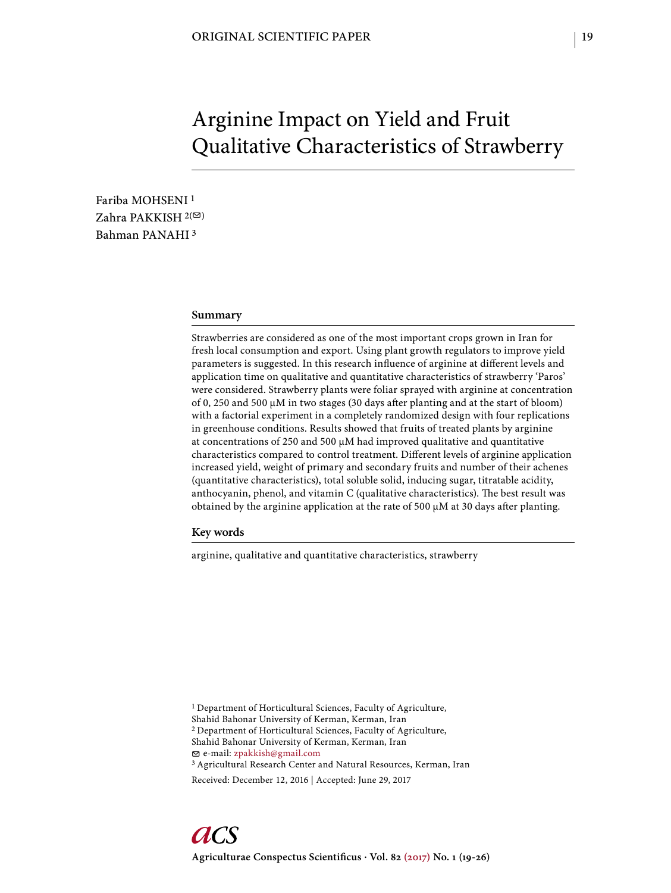ORIGINAL SCIENTIFIC PAPER

# Arginine Impact on Yield and Fruit Qualitative Characteristics of Strawberry

Fariba MOHSENI [1]
Zahra PAKKISH [2(✉)]
Bahman PANAHI [3]

## Summary

Strawberries are considered as one of the most important crops grown in Iran for fresh local consumption and export. Using plant growth regulators to improve yield parameters is suggested. In this research influence of arginine at different levels and application time on qualitative and quantitative characteristics of strawberry 'Paros' were considered. Strawberry plants were foliar sprayed with arginine at concentration of 0, 250 and 500 μM in two stages (30 days after planting and at the start of bloom) with a factorial experiment in a completely randomized design with four replications in greenhouse conditions. Results showed that fruits of treated plants by arginine at concentrations of 250 and 500 μM had improved qualitative and quantitative characteristics compared to control treatment. Different levels of arginine application increased yield, weight of primary and secondary fruits and number of their achenes (quantitative characteristics), total soluble solid, inducing sugar, titratable acidity, anthocyanin, phenol, and vitamin C (qualitative characteristics). The best result was obtained by the arginine application at the rate of 500 μM at 30 days after planting.

## Key words

arginine, qualitative and quantitative characteristics, strawberry

[1] Department of Horticultural Sciences, Faculty of Agriculture, Shahid Bahonar University of Kerman, Kerman, Iran
[2] Department of Horticultural Sciences, Faculty of Agriculture, Shahid Bahonar University of Kerman, Kerman, Iran
✉ e-mail: zpakkish@gmail.com
[3] Agricultural Research Center and Natural Resources, Kerman, Iran

Received: December 12, 2016 | Accepted: June 29, 2017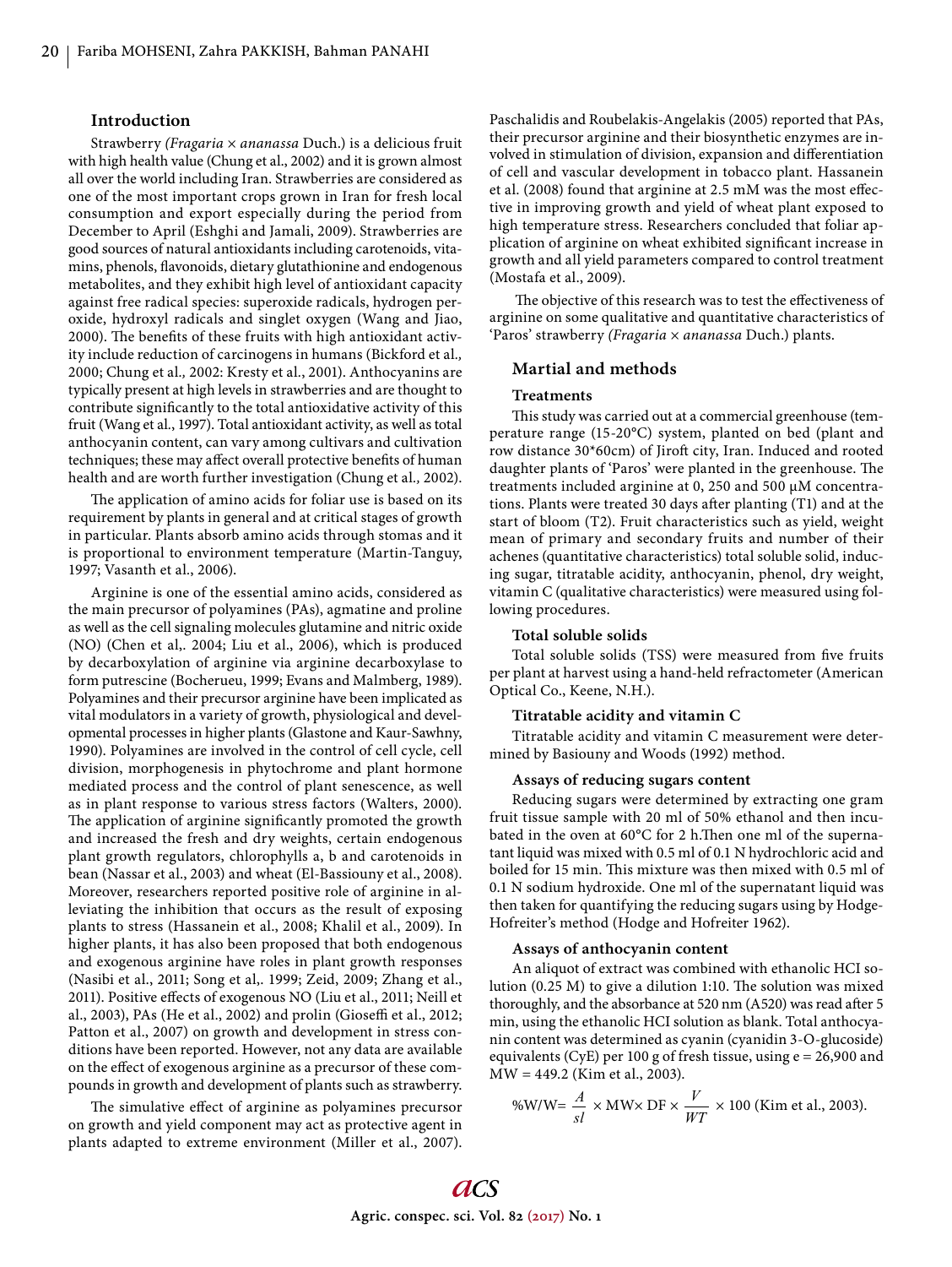## Introduction

Strawberry *(Fragaria × ananassa* Duch.) is a delicious fruit with high health value (Chung et al., 2002) and it is grown almost all over the world including Iran. Strawberries are considered as one of the most important crops grown in Iran for fresh local consumption and export especially during the period from December to April (Eshghi and Jamali, 2009). Strawberries are good sources of natural antioxidants including carotenoids, vitamins, phenols, flavonoids, dietary glutathionine and endogenous metabolites, and they exhibit high level of antioxidant capacity against free radical species: superoxide radicals, hydrogen peroxide, hydroxyl radicals and singlet oxygen (Wang and Jiao, 2000). The benefits of these fruits with high antioxidant activity include reduction of carcinogens in humans (Bickford et al*.,* 2000; Chung et al*.,* 2002: Kresty et al., 2001). Anthocyanins are typically present at high levels in strawberries and are thought to contribute significantly to the total antioxidative activity of this fruit (Wang et al., 1997). Total antioxidant activity, as well as total anthocyanin content, can vary among cultivars and cultivation techniques; these may affect overall protective benefits of human health and are worth further investigation (Chung et al*.,* 2002).

The application of amino acids for foliar use is based on its requirement by plants in general and at critical stages of growth in particular. Plants absorb amino acids through stomas and it is proportional to environment temperature (Martin-Tanguy, 1997; Vasanth et al., 2006).

Arginine is one of the essential amino acids, considered as the main precursor of polyamines (PAs), agmatine and proline as well as the cell signaling molecules glutamine and nitric oxide (NO) (Chen et al,. 2004; Liu et al., 2006), which is produced by decarboxylation of arginine via arginine decarboxylase to form putrescine (Bocherueu, 1999; Evans and Malmberg, 1989). Polyamines and their precursor arginine have been implicated as vital modulators in a variety of growth, physiological and developmental processes in higher plants (Glastone and Kaur-Sawhny, 1990). Polyamines are involved in the control of cell cycle, cell division, morphogenesis in phytochrome and plant hormone mediated process and the control of plant senescence, as well as in plant response to various stress factors (Walters, 2000). The application of arginine significantly promoted the growth and increased the fresh and dry weights, certain endogenous plant growth regulators, chlorophylls a, b and carotenoids in bean (Nassar et al., 2003) and wheat (El-Bassiouny et al., 2008). Moreover, researchers reported positive role of arginine in alleviating the inhibition that occurs as the result of exposing plants to stress (Hassanein et al., 2008; Khalil et al., 2009). In higher plants, it has also been proposed that both endogenous and exogenous arginine have roles in plant growth responses (Nasibi et al., 2011; Song et al,. 1999; Zeid, 2009; Zhang et al., 2011). Positive effects of exogenous NO (Liu et al., 2011; Neill et al., 2003), PAs (He et al., 2002) and prolin (Gioseffi et al., 2012; Patton et al., 2007) on growth and development in stress conditions have been reported. However, not any data are available on the effect of exogenous arginine as a precursor of these compounds in growth and development of plants such as strawberry.

The simulative effect of arginine as polyamines precursor on growth and yield component may act as protective agent in plants adapted to extreme environment (Miller et al., 2007). Paschalidis and Roubelakis-Angelakis (2005) reported that PAs, their precursor arginine and their biosynthetic enzymes are involved in stimulation of division, expansion and differentiation of cell and vascular development in tobacco plant. Hassanein et al. (2008) found that arginine at 2.5 mM was the most effective in improving growth and yield of wheat plant exposed to high temperature stress. Researchers concluded that foliar application of arginine on wheat exhibited significant increase in growth and all yield parameters compared to control treatment (Mostafa et al., 2009).

The objective of this research was to test the effectiveness of arginine on some qualitative and quantitative characteristics of 'Paros' strawberry *(Fragaria × ananassa* Duch.) plants.

## Martial and methods

### Treatments

This study was carried out at a commercial greenhouse (temperature range (15-20°C) system, planted on bed (plant and row distance 30*60cm) of Jiroft city, Iran. Induced and rooted daughter plants of 'Paros' were planted in the greenhouse. The treatments included arginine at 0, 250 and 500 μM concentrations. Plants were treated 30 days after planting (T1) and at the start of bloom (T2). Fruit characteristics such as yield, weight mean of primary and secondary fruits and number of their achenes (quantitative characteristics) total soluble solid, inducing sugar, titratable acidity, anthocyanin, phenol, dry weight, vitamin C (qualitative characteristics) were measured using following procedures.

### Total soluble solids

Total soluble solids (TSS) were measured from five fruits per plant at harvest using a hand-held refractometer (American Optical Co., Keene, N.H.).

### Titratable acidity and vitamin C

Titratable acidity and vitamin C measurement were determined by Basiouny and Woods (1992) method.

### Assays of reducing sugars content

Reducing sugars were determined by extracting one gram fruit tissue sample with 20 ml of 50% ethanol and then incubated in the oven at 60°C for 2 h.Then one ml of the supernatant liquid was mixed with 0.5 ml of 0.1 N hydrochloric acid and boiled for 15 min. This mixture was then mixed with 0.5 ml of 0.1 N sodium hydroxide. One ml of the supernatant liquid was then taken for quantifying the reducing sugars using by Hodge-Hofreiter's method (Hodge and Hofreiter 1962).

### Assays of anthocyanin content

An aliquot of extract was combined with ethanolic HCI solution (0.25 M) to give a dilution 1:10. The solution was mixed thoroughly, and the absorbance at 520 nm (A520) was read after 5 min, using the ethanolic HCI solution as blank. Total anthocyanin content was determined as cyanin (cyanidin 3-O-glucoside) equivalents (CyE) per 100 g of fresh tissue, using e = 26,900 and MW = 449.2 (Kim et al., 2003).

$$\%W/W = \frac{A}{sl} \times MW \times DF \times \frac{V}{WT} \times 100$$ (Kim et al., 2003).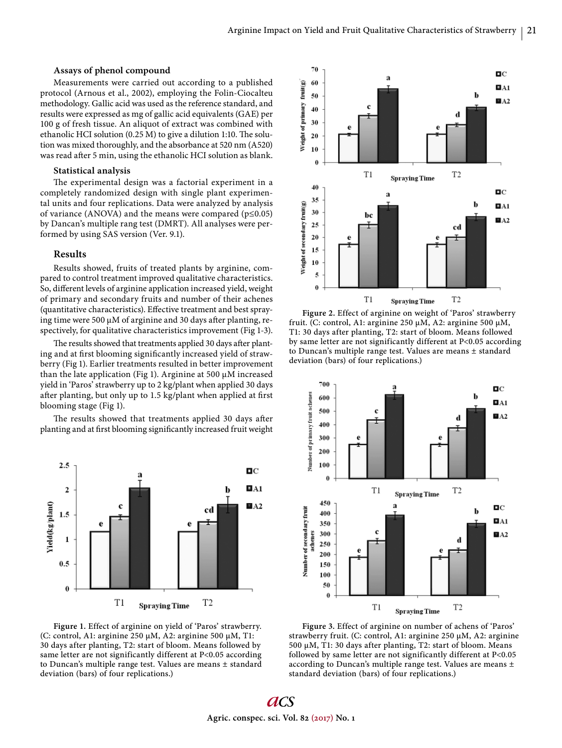### Assays of phenol compound

Measurements were carried out according to a published protocol (Arnous et al., 2002), employing the Folin-Ciocalteu methodology. Gallic acid was used as the reference standard, and results were expressed as mg of gallic acid equivalents (GAE) per 100 g of fresh tissue. An aliquot of extract was combined with ethanolic HCI solution (0.25 M) to give a dilution 1:10. The solution was mixed thoroughly, and the absorbance at 520 nm (A520) was read after 5 min, using the ethanolic HCI solution as blank.

### Statistical analysis

The experimental design was a factorial experiment in a completely randomized design with single plant experimental units and four replications. Data were analyzed by analysis of variance (ANOVA) and the means were compared ($p \leq 0.05$) by Dancan's multiple rang test (DMRT). All analyses were performed by using SAS version (Ver. 9.1).

## Results

Results showed, fruits of treated plants by arginine, compared to control treatment improved qualitative characteristics. So, different levels of arginine application increased yield, weight of primary and secondary fruits and number of their achenes (quantitative characteristics). Effective treatment and best spraying time were 500 µM of arginine and 30 days after planting, respectively, for qualitative characteristics improvement (Fig 1-3).

The results showed that treatments applied 30 days after planting and at first blooming significantly increased yield of strawberry (Fig 1). Earlier treatments resulted in better improvement than the late application (Fig 1). Arginine at 500 µM increased yield in 'Paros' strawberry up to 2 kg/plant when applied 30 days after planting, but only up to 1.5 kg/plant when applied at first blooming stage (Fig 1).

The results showed that treatments applied 30 days after planting and at first blooming significantly increased fruit weight

**Figure 1.** Effect of arginine on yield of 'Paros' strawberry. (C: control, A1: arginine 250 µM, A2: arginine 500 µM, T1: 30 days after planting, T2: start of bloom. Means followed by same letter are not significantly different at P<0.05 according to Duncan's multiple range test. Values are means ± standard deviation (bars) of four replications.)

**Figure 2.** Effect of arginine on weight of 'Paros' strawberry fruit. (C: control, A1: arginine 250 µM, A2: arginine 500 µM, T1: 30 days after planting, T2: start of bloom. Means followed by same letter are not significantly different at P<0.05 according to Duncan's multiple range test. Values are means ± standard deviation (bars) of four replications.)

**Figure 3.** Effect of arginine on number of achens of 'Paros' strawberry fruit. (C: control, A1: arginine 250 µM, A2: arginine 500 µM, T1: 30 days after planting, T2: start of bloom. Means followed by same letter are not significantly different at P<0.05 according to Duncan's multiple range test. Values are means ± standard deviation (bars) of four replications.)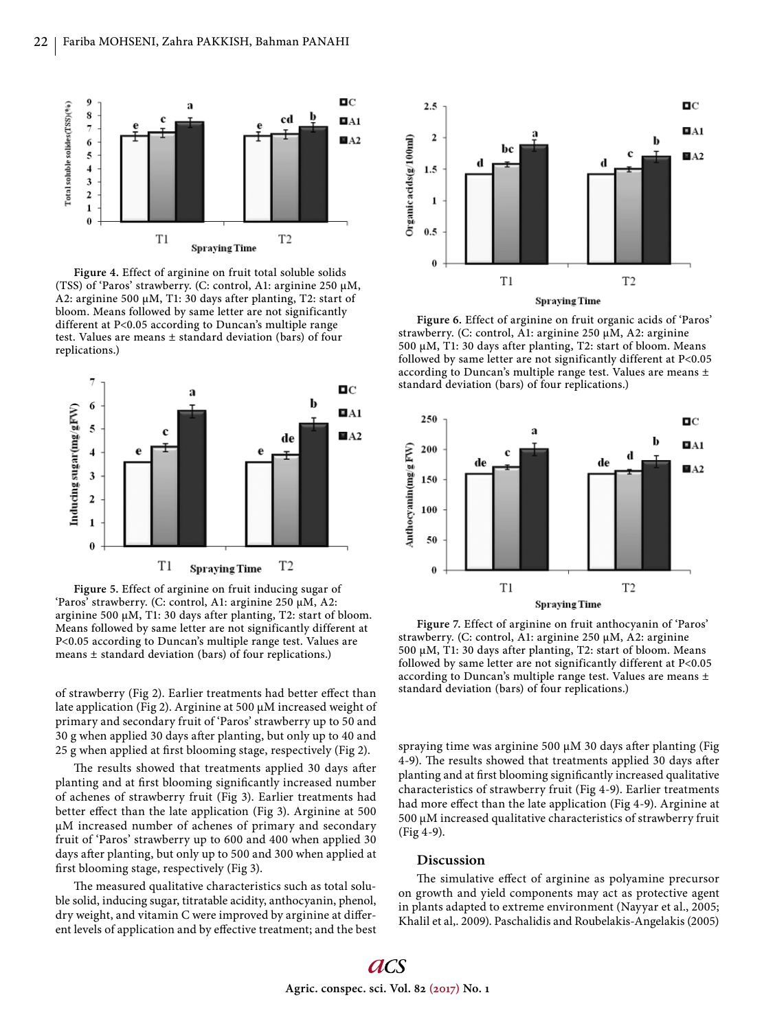Figure 4. Effect of arginine on fruit total soluble solids (TSS) of 'Paros' strawberry. (C: control, A1: arginine 250 µM, A2: arginine 500 µM, T1: 30 days after planting, T2: start of bloom. Means followed by same letter are not significantly different at P<0.05 according to Duncan's multiple range test. Values are means ± standard deviation (bars) of four replications.)

Figure 5. Effect of arginine on fruit inducing sugar of 'Paros' strawberry. (C: control, A1: arginine 250 µM, A2: arginine 500 µM, T1: 30 days after planting, T2: start of bloom. Means followed by same letter are not significantly different at P<0.05 according to Duncan's multiple range test. Values are means ± standard deviation (bars) of four replications.)

of strawberry (Fig 2). Earlier treatments had better effect than late application (Fig 2). Arginine at 500 µM increased weight of primary and secondary fruit of 'Paros' strawberry up to 50 and 30 g when applied 30 days after planting, but only up to 40 and 25 g when applied at first blooming stage, respectively (Fig 2).

The results showed that treatments applied 30 days after planting and at first blooming significantly increased number of achenes of strawberry fruit (Fig 3). Earlier treatments had better effect than the late application (Fig 3). Arginine at 500 µM increased number of achenes of primary and secondary fruit of 'Paros' strawberry up to 600 and 400 when applied 30 days after planting, but only up to 500 and 300 when applied at first blooming stage, respectively (Fig 3).

The measured qualitative characteristics such as total soluble solid, inducing sugar, titratable acidity, anthocyanin, phenol, dry weight, and vitamin C were improved by arginine at different levels of application and by effective treatment; and the best

Figure 6. Effect of arginine on fruit organic acids of 'Paros' strawberry. (C: control, A1: arginine 250 µM, A2: arginine 500 µM, T1: 30 days after planting, T2: start of bloom. Means followed by same letter are not significantly different at P<0.05 according to Duncan's multiple range test. Values are means ± standard deviation (bars) of four replications.)

Figure 7. Effect of arginine on fruit anthocyanin of 'Paros' strawberry. (C: control, A1: arginine 250 µM, A2: arginine 500 µM, T1: 30 days after planting, T2: start of bloom. Means followed by same letter are not significantly different at P<0.05 according to Duncan's multiple range test. Values are means ± standard deviation (bars) of four replications.)

spraying time was arginine 500 µM 30 days after planting (Fig 4-9). The results showed that treatments applied 30 days after planting and at first blooming significantly increased qualitative characteristics of strawberry fruit (Fig 4-9). Earlier treatments had more effect than the late application (Fig 4-9). Arginine at 500 µM increased qualitative characteristics of strawberry fruit (Fig 4-9).

## Discussion

The simulative effect of arginine as polyamine precursor on growth and yield components may act as protective agent in plants adapted to extreme environment (Nayyar et al., 2005; Khalil et al,. 2009). Paschalidis and Roubelakis-Angelakis (2005)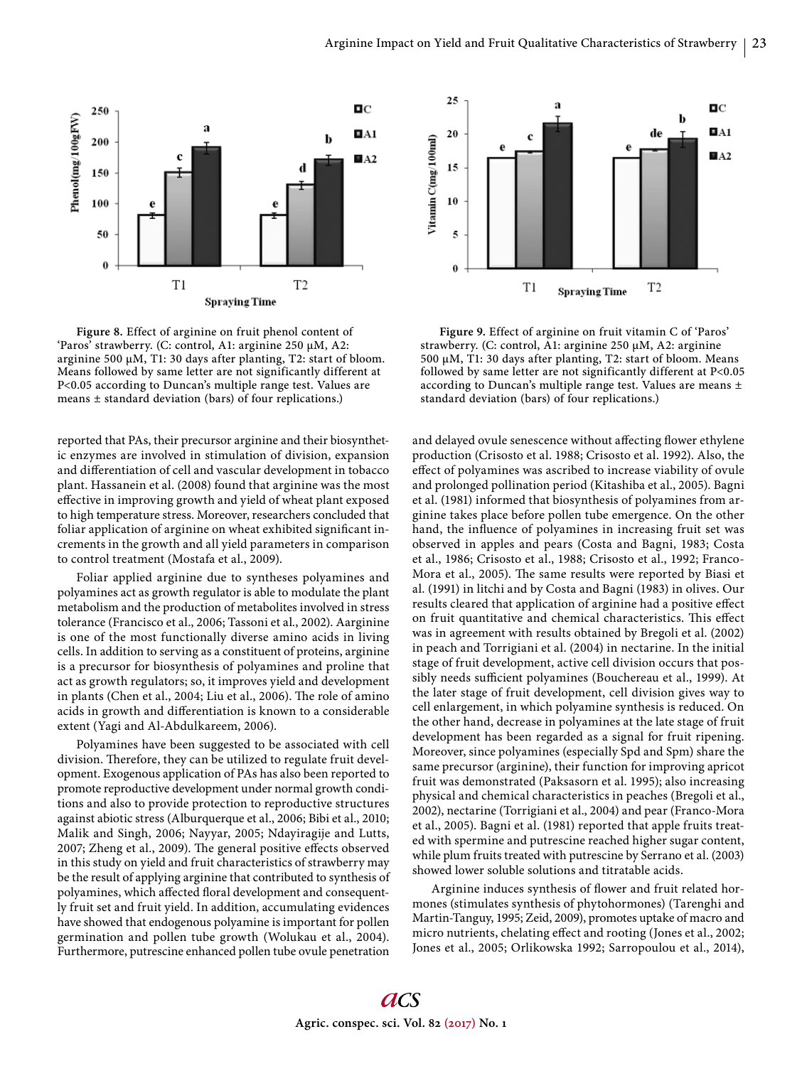Figure 8. Effect of arginine on fruit phenol content of 'Paros' strawberry. (C: control, A1: arginine 250 μM, A2: arginine 500 μM, T1: 30 days after planting, T2: start of bloom. Means followed by same letter are not significantly different at P<0.05 according to Duncan's multiple range test. Values are means ± standard deviation (bars) of four replications.)

Figure 9. Effect of arginine on fruit vitamin C of 'Paros' strawberry. (C: control, A1: arginine 250 μM, A2: arginine 500 μM, T1: 30 days after planting, T2: start of bloom. Means followed by same letter are not significantly different at P<0.05 according to Duncan's multiple range test. Values are means ± standard deviation (bars) of four replications.)

reported that PAs, their precursor arginine and their biosynthetic enzymes are involved in stimulation of division, expansion and differentiation of cell and vascular development in tobacco plant. Hassanein et al. (2008) found that arginine was the most effective in improving growth and yield of wheat plant exposed to high temperature stress. Moreover, researchers concluded that foliar application of arginine on wheat exhibited significant increments in the growth and all yield parameters in comparison to control treatment (Mostafa et al., 2009).

Foliar applied arginine due to syntheses polyamines and polyamines act as growth regulator is able to modulate the plant metabolism and the production of metabolites involved in stress tolerance (Francisco et al., 2006; Tassoni et al., 2002). Aarginine is one of the most functionally diverse amino acids in living cells. In addition to serving as a constituent of proteins, arginine is a precursor for biosynthesis of polyamines and proline that act as growth regulators; so, it improves yield and development in plants (Chen et al., 2004; Liu et al., 2006). The role of amino acids in growth and differentiation is known to a considerable extent (Yagi and Al-Abdulkareem, 2006).

Polyamines have been suggested to be associated with cell division. Therefore, they can be utilized to regulate fruit development. Exogenous application of PAs has also been reported to promote reproductive development under normal growth conditions and also to provide protection to reproductive structures against abiotic stress (Alburquerque et al., 2006; Bibi et al., 2010; Malik and Singh, 2006; Nayyar, 2005; Ndayiragije and Lutts, 2007; Zheng et al., 2009). The general positive effects observed in this study on yield and fruit characteristics of strawberry may be the result of applying arginine that contributed to synthesis of polyamines, which affected floral development and consequently fruit set and fruit yield. In addition, accumulating evidences have showed that endogenous polyamine is important for pollen germination and pollen tube growth (Wolukau et al., 2004). Furthermore, putrescine enhanced pollen tube ovule penetration and delayed ovule senescence without affecting flower ethylene production (Crisosto et al. 1988; Crisosto et al. 1992). Also, the effect of polyamines was ascribed to increase viability of ovule and prolonged pollination period (Kitashiba et al., 2005). Bagni et al. (1981) informed that biosynthesis of polyamines from arginine takes place before pollen tube emergence. On the other hand, the influence of polyamines in increasing fruit set was observed in apples and pears (Costa and Bagni, 1983; Costa et al., 1986; Crisosto et al., 1988; Crisosto et al., 1992; Franco-Mora et al., 2005). The same results were reported by Biasi et al. (1991) in litchi and by Costa and Bagni (1983) in olives. Our results cleared that application of arginine had a positive effect on fruit quantitative and chemical characteristics. This effect was in agreement with results obtained by Bregoli et al. (2002) in peach and Torrigiani et al. (2004) in nectarine. In the initial stage of fruit development, active cell division occurs that possibly needs sufficient polyamines (Bouchereau et al., 1999). At the later stage of fruit development, cell division gives way to cell enlargement, in which polyamine synthesis is reduced. On the other hand, decrease in polyamines at the late stage of fruit development has been regarded as a signal for fruit ripening. Moreover, since polyamines (especially Spd and Spm) share the same precursor (arginine), their function for improving apricot fruit was demonstrated (Paksasorn et al. 1995); also increasing physical and chemical characteristics in peaches (Bregoli et al., 2002), nectarine (Torrigiani et al., 2004) and pear (Franco-Mora et al., 2005). Bagni et al. (1981) reported that apple fruits treated with spermine and putrescine reached higher sugar content, while plum fruits treated with putrescine by Serrano et al. (2003) showed lower soluble solutions and titratable acids.

Arginine induces synthesis of flower and fruit related hormones (stimulates synthesis of phytohormones) (Tarenghi and Martin-Tanguy, 1995; Zeid, 2009), promotes uptake of macro and micro nutrients, chelating effect and rooting (Jones et al., 2002; Jones et al., 2005; Orlikowska 1992; Sarropoulou et al., 2014),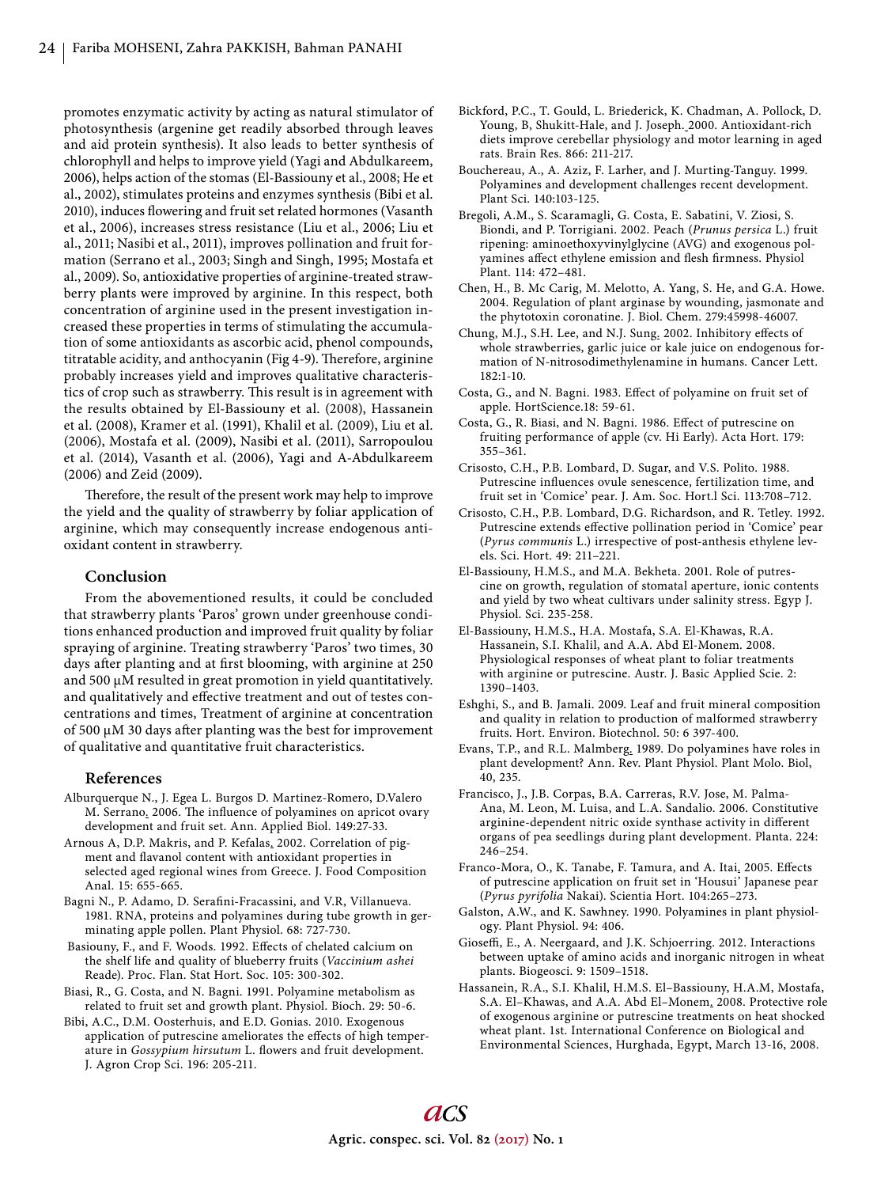promotes enzymatic activity by acting as natural stimulator of photosynthesis (argenine get readily absorbed through leaves and aid protein synthesis). It also leads to better synthesis of chlorophyll and helps to improve yield (Yagi and Abdulkareem, 2006), helps action of the stomas (El-Bassiouny et al., 2008; He et al., 2002), stimulates proteins and enzymes synthesis (Bibi et al. 2010), induces flowering and fruit set related hormones (Vasanth et al., 2006), increases stress resistance (Liu et al., 2006; Liu et al., 2011; Nasibi et al., 2011), improves pollination and fruit formation (Serrano et al., 2003; Singh and Singh, 1995; Mostafa et al., 2009). So, antioxidative properties of arginine-treated strawberry plants were improved by arginine. In this respect, both concentration of arginine used in the present investigation increased these properties in terms of stimulating the accumulation of some antioxidants as ascorbic acid, phenol compounds, titratable acidity, and anthocyanin (Fig 4-9). Therefore, arginine probably increases yield and improves qualitative characteristics of crop such as strawberry. This result is in agreement with the results obtained by El-Bassiouny et al. (2008), Hassanein et al. (2008), Kramer et al. (1991), Khalil et al. (2009), Liu et al. (2006), Mostafa et al. (2009), Nasibi et al. (2011), Sarropoulou et al. (2014), Vasanth et al. (2006), Yagi and A-Abdulkareem (2006) and Zeid (2009).

Therefore, the result of the present work may help to improve the yield and the quality of strawberry by foliar application of arginine, which may consequently increase endogenous antioxidant content in strawberry.

## Conclusion

From the abovementioned results, it could be concluded that strawberry plants 'Paros' grown under greenhouse conditions enhanced production and improved fruit quality by foliar spraying of arginine. Treating strawberry 'Paros' two times, 30 days after planting and at first blooming, with arginine at 250 and 500 µM resulted in great promotion in yield quantitatively. and qualitatively and effective treatment and out of testes concentrations and times, Treatment of arginine at concentration of 500 µM 30 days after planting was the best for improvement of qualitative and quantitative fruit characteristics.

## References

Alburquerque N., J. Egea L. Burgos D. Martinez-Romero, D.Valero M. Serrano. 2006. The influence of polyamines on apricot ovary development and fruit set. Ann. Applied Biol. 149:27-33.

Arnous A, D.P. Makris, and P. Kefalas. 2002. Correlation of pigment and flavanol content with antioxidant properties in selected aged regional wines from Greece. J. Food Composition Anal. 15: 655-665.

Bagni N., P. Adamo, D. Serafini-Fracassini, and V.R, Villanueva. 1981. RNA, proteins and polyamines during tube growth in germinating apple pollen. Plant Physiol. 68: 727-730.

Basiouny, F., and F. Woods. 1992. Effects of chelated calcium on the shelf life and quality of blueberry fruits (*Vaccinium ashei* Reade). Proc. Flan. Stat Hort. Soc. 105: 300-302.

Biasi, R., G. Costa, and N. Bagni. 1991. Polyamine metabolism as related to fruit set and growth plant. Physiol. Bioch. 29: 50-6.

Bibi, A.C., D.M. Oosterhuis, and E.D. Gonias. 2010. Exogenous application of putrescine ameliorates the effects of high temperature in *Gossypium hirsutum* L. flowers and fruit development. J. Agron Crop Sci. 196: 205-211.

Bickford, P.C., T. Gould, L. Briederick, K. Chadman, A. Pollock, D. Young, B, Shukitt-Hale, and J. Joseph. 2000. Antioxidant-rich diets improve cerebellar physiology and motor learning in aged rats. Brain Res. 866: 211-217.

Bouchereau, A., A. Aziz, F. Larher, and J. Murting-Tanguy. 1999. Polyamines and development challenges recent development. Plant Sci. 140:103-125.

Bregoli, A.M., S. Scaramagli, G. Costa, E. Sabatini, V. Ziosi, S. Biondi, and P. Torrigiani. 2002. Peach (*Prunus persica* L.) fruit ripening: aminoethoxyvinylglycine (AVG) and exogenous polyamines affect ethylene emission and flesh firmness. Physiol Plant. 114: 472–481.

Chen, H., B. Mc Carig, M. Melotto, A. Yang, S. He, and G.A. Howe. 2004. Regulation of plant arginase by wounding, jasmonate and the phytotoxin coronatine. J. Biol. Chem. 279:45998-46007.

Chung, M.J., S.H. Lee, and N.J. Sung. 2002. Inhibitory effects of whole strawberries, garlic juice or kale juice on endogenous formation of N-nitrosodimethylenamine in humans. Cancer Lett. 182:1-10.

Costa, G., and N. Bagni. 1983. Effect of polyamine on fruit set of apple. HortScience.18: 59-61.

Costa, G., R. Biasi, and N. Bagni. 1986. Effect of putrescine on fruiting performance of apple (cv. Hi Early). Acta Hort. 179: 355–361.

Crisosto, C.H., P.B. Lombard, D. Sugar, and V.S. Polito. 1988. Putrescine influences ovule senescence, fertilization time, and fruit set in 'Comice' pear. J. Am. Soc. Hort.l Sci. 113:708–712.

Crisosto, C.H., P.B. Lombard, D.G. Richardson, and R. Tetley. 1992. Putrescine extends effective pollination period in 'Comice' pear (*Pyrus communis* L.) irrespective of post-anthesis ethylene levels. Sci. Hort. 49: 211–221.

El-Bassiouny, H.M.S., and M.A. Bekheta. 2001. Role of putrescine on growth, regulation of stomatal aperture, ionic contents and yield by two wheat cultivars under salinity stress. Egyp J. Physiol. Sci. 235-258.

El-Bassiouny, H.M.S., H.A. Mostafa, S.A. El-Khawas, R.A. Hassanein, S.I. Khalil, and A.A. Abd El-Monem. 2008. Physiological responses of wheat plant to foliar treatments with arginine or putrescine. Austr. J. Basic Applied Scie. 2: 1390–1403.

Eshghi, S., and B. Jamali. 2009. Leaf and fruit mineral composition and quality in relation to production of malformed strawberry fruits. Hort. Environ. Biotechnol. 50: 6 397-400.

Evans, T.P., and R.L. Malmberg. 1989. Do polyamines have roles in plant development? Ann. Rev. Plant Physiol. Plant Molo. Biol, 40, 235.

Francisco, J., J.B. Corpas, B.A. Carreras, R.V. Jose, M. Palma-Ana, M. Leon, M. Luisa, and L.A. Sandalio. 2006. Constitutive arginine-dependent nitric oxide synthase activity in different organs of pea seedlings during plant development. Planta. 224: 246–254.

Franco-Mora, O., K. Tanabe, F. Tamura, and A. Itai. 2005. Effects of putrescine application on fruit set in 'Housui' Japanese pear (*Pyrus pyrifolia* Nakai). Scientia Hort. 104:265–273.

Galston, A.W., and K. Sawhney. 1990. Polyamines in plant physiology. Plant Physiol. 94: 406.

Gioseffi, E., A. Neergaard, and J.K. Schjoerring. 2012. Interactions between uptake of amino acids and inorganic nitrogen in wheat plants. Biogeosci. 9: 1509–1518.

Hassanein, R.A., S.I. Khalil, H.M.S. El–Bassiouny, H.A.M, Mostafa, S.A. El–Khawas, and A.A. Abd El–Monem. 2008. Protective role of exogenous arginine or putrescine treatments on heat shocked wheat plant. 1st. International Conference on Biological and Environmental Sciences, Hurghada, Egypt, March 13-16, 2008.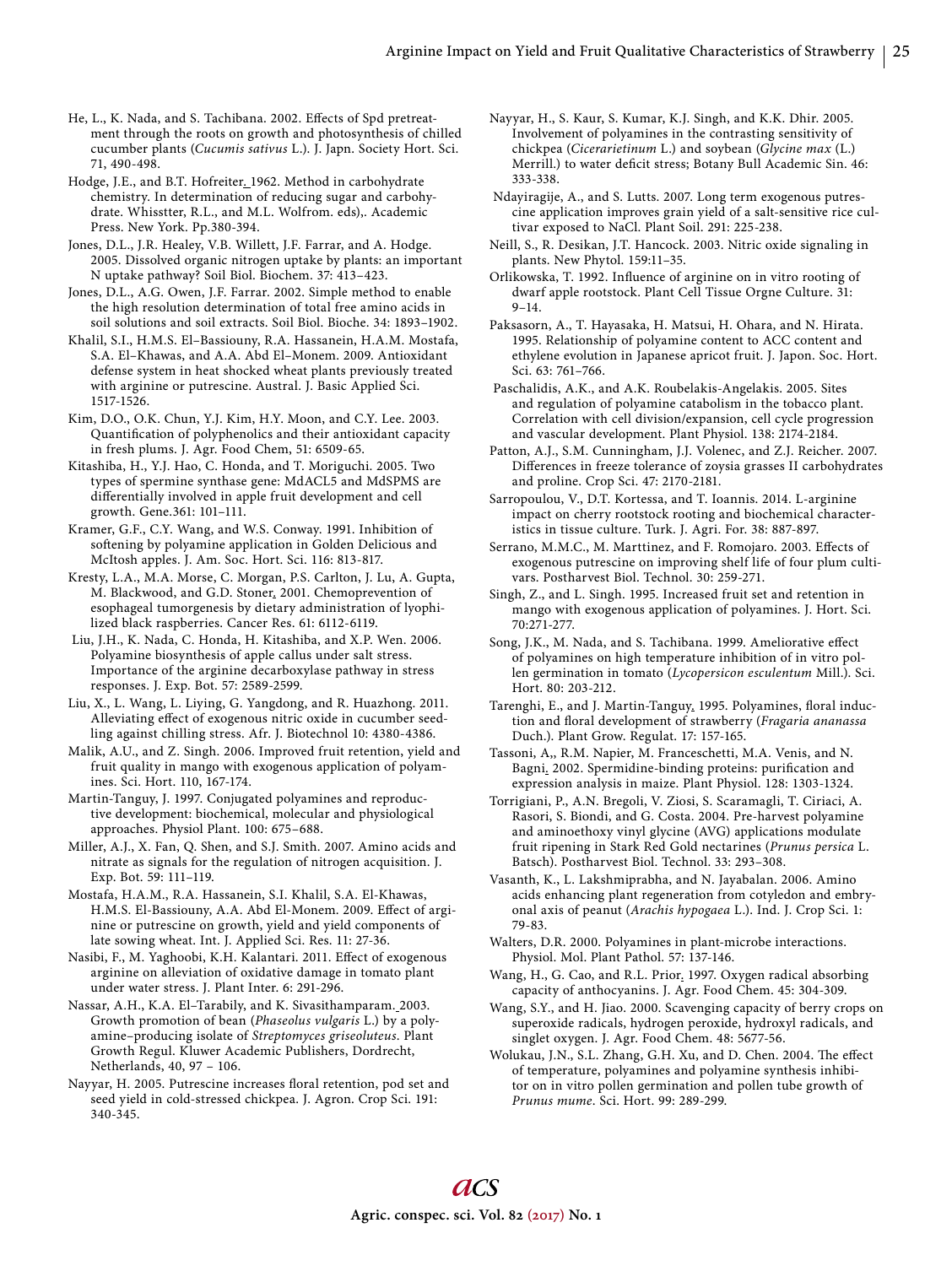He, L., K. Nada, and S. Tachibana. 2002. Effects of Spd pretreatment through the roots on growth and photosynthesis of chilled cucumber plants (*Cucumis sativus* L.). J. Japn. Society Hort. Sci. 71, 490-498.

Hodge, J.E., and B.T. Hofreiter. 1962. Method in carbohydrate chemistry. In determination of reducing sugar and carbohydrate. Whisstter, R.L., and M.L. Wolfrom. eds),. Academic Press. New York. Pp.380-394.

Jones, D.L., J.R. Healey, V.B. Willett, J.F. Farrar, and A. Hodge. 2005. Dissolved organic nitrogen uptake by plants: an important N uptake pathway? Soil Biol. Biochem. 37: 413–423.

Jones, D.L., A.G. Owen, J.F. Farrar. 2002. Simple method to enable the high resolution determination of total free amino acids in soil solutions and soil extracts. Soil Biol. Bioche. 34: 1893–1902.

Khalil, S.I., H.M.S. El–Bassiouny, R.A. Hassanein, H.A.M. Mostafa, S.A. El–Khawas, and A.A. Abd El–Monem. 2009. Antioxidant defense system in heat shocked wheat plants previously treated with arginine or putrescine. Austral. J. Basic Applied Sci. 1517-1526.

Kim, D.O., O.K. Chun, Y.J. Kim, H.Y. Moon, and C.Y. Lee. 2003. Quantification of polyphenolics and their antioxidant capacity in fresh plums. J. Agr. Food Chem, 51: 6509-65.

Kitashiba, H., Y.J. Hao, C. Honda, and T. Moriguchi. 2005. Two types of spermine synthase gene: MdACL5 and MdSPMS are differentially involved in apple fruit development and cell growth. Gene.361: 101–111.

Kramer, G.F., C.Y. Wang, and W.S. Conway. 1991. Inhibition of softening by polyamine application in Golden Delicious and McItosh apples. J. Am. Soc. Hort. Sci. 116: 813-817.

Kresty, L.A., M.A. Morse, C. Morgan, P.S. Carlton, J. Lu, A. Gupta, M. Blackwood, and G.D. Stoner. 2001. Chemoprevention of esophageal tumorgenesis by dietary administration of lyophilized black raspberries. Cancer Res. 61: 6112-6119.

Liu, J.H., K. Nada, C. Honda, H. Kitashiba, and X.P. Wen. 2006. Polyamine biosynthesis of apple callus under salt stress. Importance of the arginine decarboxylase pathway in stress responses. J. Exp. Bot. 57: 2589-2599.

Liu, X., L. Wang, L. Liying, G. Yangdong, and R. Huazhong. 2011. Alleviating effect of exogenous nitric oxide in cucumber seedling against chilling stress. Afr. J. Biotechnol 10: 4380-4386.

Malik, A.U., and Z. Singh. 2006. Improved fruit retention, yield and fruit quality in mango with exogenous application of polyamines. Sci. Hort. 110, 167-174.

Martin-Tanguy, J. 1997. Conjugated polyamines and reproductive development: biochemical, molecular and physiological approaches. Physiol Plant. 100: 675–688.

Miller, A.J., X. Fan, Q. Shen, and S.J. Smith. 2007. Amino acids and nitrate as signals for the regulation of nitrogen acquisition. J. Exp. Bot. 59: 111–119.

Mostafa, H.A.M., R.A. Hassanein, S.I. Khalil, S.A. El-Khawas, H.M.S. El-Bassiouny, A.A. Abd El-Monem. 2009. Effect of arginine or putrescine on growth, yield and yield components of late sowing wheat. Int. J. Applied Sci. Res. 11: 27-36.

Nasibi, F., M. Yaghoobi, K.H. Kalantari. 2011. Effect of exogenous arginine on alleviation of oxidative damage in tomato plant under water stress. J. Plant Inter. 6: 291-296.

Nassar, A.H., K.A. El–Tarabily, and K. Sivasithamparam. 2003. Growth promotion of bean (*Phaseolus vulgaris* L.) by a polyamine–producing isolate of *Streptomyces griseoluteus*. Plant Growth Regul. Kluwer Academic Publishers, Dordrecht, Netherlands, 40, 97 – 106.

Nayyar, H. 2005. Putrescine increases floral retention, pod set and seed yield in cold-stressed chickpea. J. Agron. Crop Sci. 191: 340-345.

Nayyar, H., S. Kaur, S. Kumar, K.J. Singh, and K.K. Dhir. 2005. Involvement of polyamines in the contrasting sensitivity of chickpea (*Cicerarietinum* L.) and soybean (*Glycine max* (L.) Merrill.) to water deficit stress; Botany Bull Academic Sin. 46: 333-338.

Ndayiragije, A., and S. Lutts. 2007. Long term exogenous putrescine application improves grain yield of a salt-sensitive rice cultivar exposed to NaCl. Plant Soil. 291: 225-238.

Neill, S., R. Desikan, J.T. Hancock. 2003. Nitric oxide signaling in plants. New Phytol. 159:11–35.

Orlikowska, T. 1992. Influence of arginine on in vitro rooting of dwarf apple rootstock. Plant Cell Tissue Orgne Culture. 31: 9–14.

Paksasorn, A., T. Hayasaka, H. Matsui, H. Ohara, and N. Hirata. 1995. Relationship of polyamine content to ACC content and ethylene evolution in Japanese apricot fruit. J. Japon. Soc. Hort. Sci. 63: 761–766.

Paschalidis, A.K., and A.K. Roubelakis-Angelakis. 2005. Sites and regulation of polyamine catabolism in the tobacco plant. Correlation with cell division/expansion, cell cycle progression and vascular development. Plant Physiol. 138: 2174-2184.

Patton, A.J., S.M. Cunningham, J.J. Volenec, and Z.J. Reicher. 2007. Differences in freeze tolerance of zoysia grasses II carbohydrates and proline. Crop Sci. 47: 2170-2181.

Sarropoulou, V., D.T. Kortessa, and T. Ioannis. 2014. L-arginine impact on cherry rootstock rooting and biochemical characteristics in tissue culture. Turk. J. Agri. For. 38: 887-897.

Serrano, M.M.C., M. Marttinez, and F. Romojaro. 2003. Effects of exogenous putrescine on improving shelf life of four plum cultivars. Postharvest Biol. Technol. 30: 259-271.

Singh, Z., and L. Singh. 1995. Increased fruit set and retention in mango with exogenous application of polyamines. J. Hort. Sci. 70:271-277.

Song, J.K., M. Nada, and S. Tachibana. 1999. Ameliorative effect of polyamines on high temperature inhibition of in vitro pollen germination in tomato (*Lycopersicon esculentum* Mill.). Sci. Hort. 80: 203-212.

Tarenghi, E., and J. Martin-Tanguy. 1995. Polyamines, floral induction and floral development of strawberry (*Fragaria ananassa* Duch.). Plant Grow. Regulat. 17: 157-165.

Tassoni, A,, R.M. Napier, M. Franceschetti, M.A. Venis, and N. Bagni. 2002. Spermidine-binding proteins: purification and expression analysis in maize. Plant Physiol. 128: 1303-1324.

Torrigiani, P., A.N. Bregoli, V. Ziosi, S. Scaramagli, T. Ciriaci, A. Rasori, S. Biondi, and G. Costa. 2004. Pre-harvest polyamine and aminoethoxy vinyl glycine (AVG) applications modulate fruit ripening in Stark Red Gold nectarines (*Prunus persica* L. Batsch). Postharvest Biol. Technol. 33: 293–308.

Vasanth, K., L. Lakshmiprabha, and N. Jayabalan. 2006. Amino acids enhancing plant regeneration from cotyledon and embryonal axis of peanut (*Arachis hypogaea* L.). Ind. J. Crop Sci. 1: 79-83.

Walters, D.R. 2000. Polyamines in plant-microbe interactions. Physiol. Mol. Plant Pathol. 57: 137-146.

Wang, H., G. Cao, and R.L. Prior. 1997. Oxygen radical absorbing capacity of anthocyanins. J. Agr. Food Chem. 45: 304-309.

Wang, S.Y., and H. Jiao. 2000. Scavenging capacity of berry crops on superoxide radicals, hydrogen peroxide, hydroxyl radicals, and singlet oxygen. J. Agr. Food Chem. 48: 5677-56.

Wolukau, J.N., S.L. Zhang, G.H. Xu, and D. Chen. 2004. The effect of temperature, polyamines and polyamine synthesis inhibitor on in vitro pollen germination and pollen tube growth of *Prunus mume*. Sci. Hort. 99: 289-299.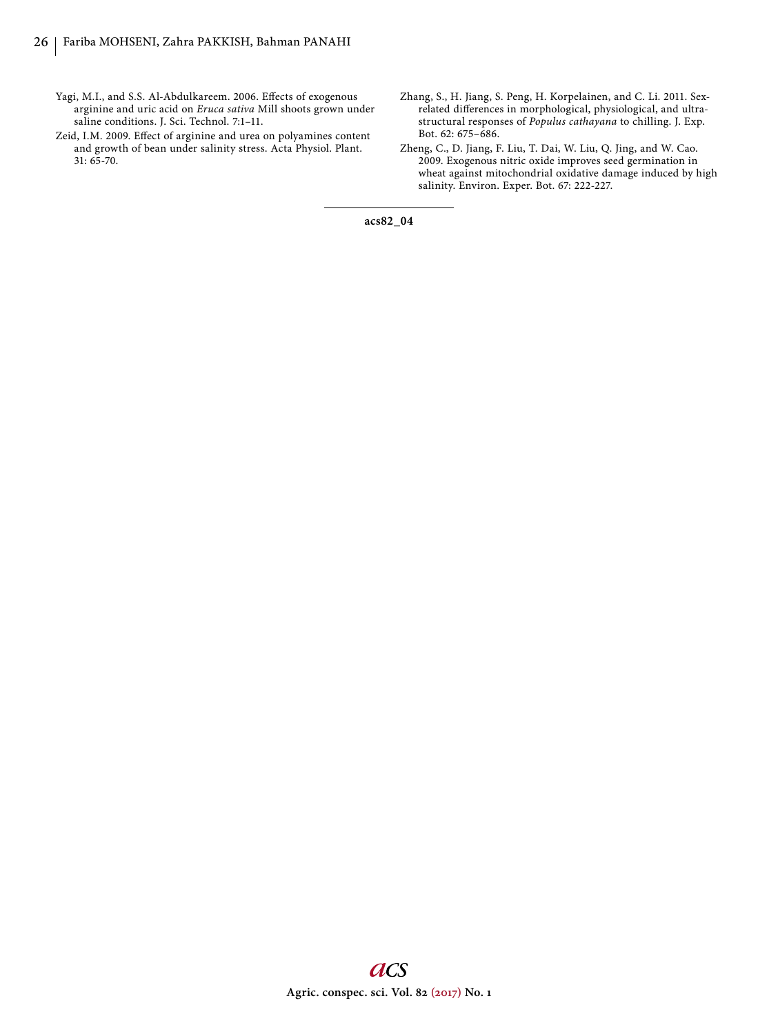Yagi, M.I., and S.S. Al-Abdulkareem. 2006. Effects of exogenous arginine and uric acid on *Eruca sativa* Mill shoots grown under saline conditions. J. Sci. Technol. 7:1–11.

Zeid, I.M. 2009. Effect of arginine and urea on polyamines content and growth of bean under salinity stress. Acta Physiol. Plant. 31: 65-70.

Zhang, S., H. Jiang, S. Peng, H. Korpelainen, and C. Li. 2011. Sex-related differences in morphological, physiological, and ultra-structural responses of *Populus cathayana* to chilling. J. Exp. Bot. 62: 675–686.

Zheng, C., D. Jiang, F. Liu, T. Dai, W. Liu, Q. Jing, and W. Cao. 2009. Exogenous nitric oxide improves seed germination in wheat against mitochondrial oxidative damage induced by high salinity. Environ. Exper. Bot. 67: 222-227.

**acs82_04**